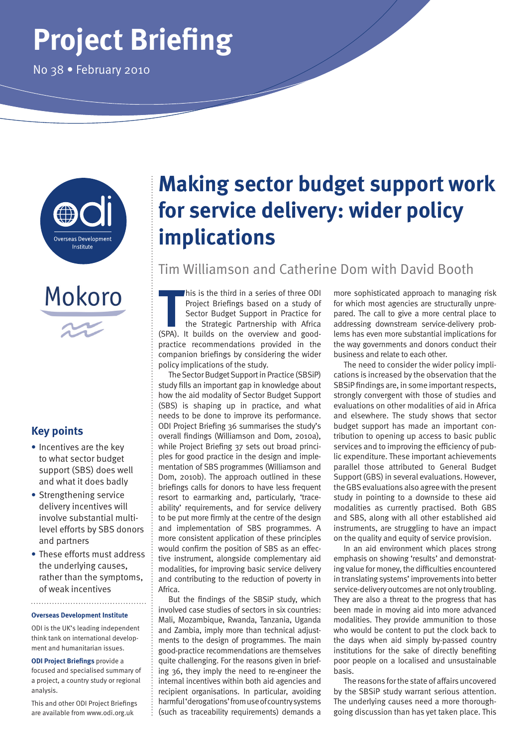# Project Briefing

No 38 • February 2010

# Making sector budget support work for service delivery: wider policy implications

Tim Williamson and Catherine Dom with David Booth

## Key points

- Incentives are the key to what sector budget support (SBS) does well and what it does badly
- Strengthening service delivery incentives will involve substantial multi-level efforts by SBS donors and partners
- These efforts must address the underlying causes, rather than the symptoms, of weak incentives

**Overseas Development Institute**

ODI is the UK's leading independent think tank on international development and humanitarian issues.

**ODI Project Briefings** provide a focused and specialised summary of a project, a country study or regional analysis.

This and other ODI Project Briefings are available from www.odi.org.uk

This is the third in a series of three ODI Project Briefings based on a study of Sector Budget Support in Practice for the Strategic Partnership with Africa (SPA). It builds on the overview and good-practice recommendations provided in the companion briefings by considering the wider policy implications of the study.

The Sector Budget Support in Practice (SBSiP) study fills an important gap in knowledge about how the aid modality of Sector Budget Support (SBS) is shaping up in practice, and what needs to be done to improve its performance. ODI Project Briefing 36 summarises the study's overall findings (Williamson and Dom, 2010a), while Project Briefing 37 sets out broad principles for good practice in the design and implementation of SBS programmes (Williamson and Dom, 2010b). The approach outlined in these briefings calls for donors to have less frequent resort to earmarking and, particularly, 'traceability' requirements, and for service delivery to be put more firmly at the centre of the design and implementation of SBS programmes. A more consistent application of these principles would confirm the position of SBS as an effective instrument, alongside complementary aid modalities, for improving basic service delivery and contributing to the reduction of poverty in Africa.

But the findings of the SBSiP study, which involved case studies of sectors in six countries: Mali, Mozambique, Rwanda, Tanzania, Uganda and Zambia, imply more than technical adjustments to the design of programmes. The main good-practice recommendations are themselves quite challenging. For the reasons given in briefing 36, they imply the need to re-engineer the internal incentives within both aid agencies and recipient organisations. In particular, avoiding harmful 'derogations' from use of country systems (such as traceability requirements) demands a more sophisticated approach to managing risk for which most agencies are structurally unprepared. The call to give a more central place to addressing downstream service-delivery problems has even more substantial implications for the way governments and donors conduct their business and relate to each other.

The need to consider the wider policy implications is increased by the observation that the SBSiP findings are, in some important respects, strongly convergent with those of studies and evaluations on other modalities of aid in Africa and elsewhere. The study shows that sector budget support has made an important contribution to opening up access to basic public services and to improving the efficiency of public expenditure. These important achievements parallel those attributed to General Budget Support (GBS) in several evaluations. However, the GBS evaluations also agree with the present study in pointing to a downside to these aid modalities as currently practised. Both GBS and SBS, along with all other established aid instruments, are struggling to have an impact on the quality and equity of service provision.

In an aid environment which places strong emphasis on showing 'results' and demonstrating value for money, the difficulties encountered in translating systems' improvements into better service-delivery outcomes are not only troubling. They are also a threat to the progress that has been made in moving aid into more advanced modalities. They provide ammunition to those who would be content to put the clock back to the days when aid simply by-passed country institutions for the sake of directly benefiting poor people on a localised and unsustainable basis.

The reasons for the state of affairs uncovered by the SBSiP study warrant serious attention. The underlying causes need a more thorough-going discussion than has yet taken place. This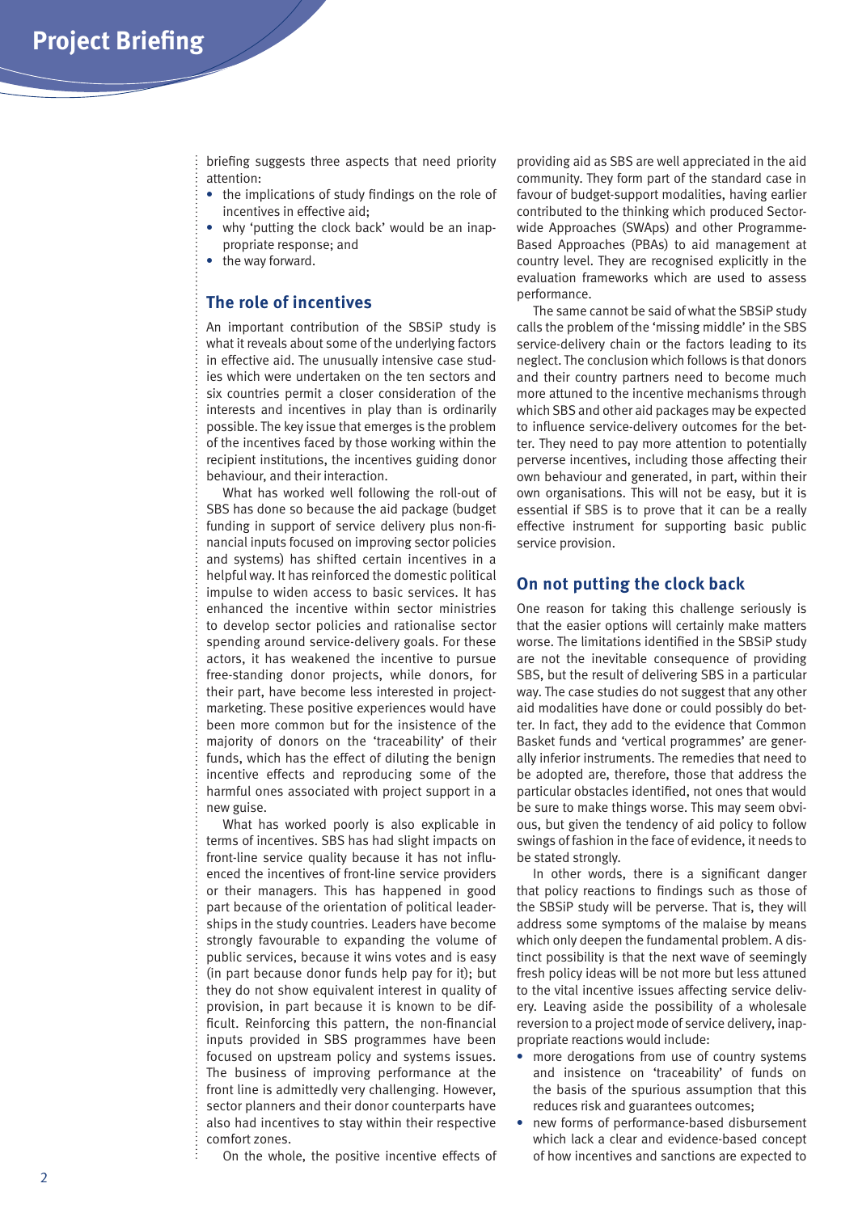briefing suggests three aspects that need priority attention:

- the implications of study findings on the role of incentives in effective aid;
- why 'putting the clock back' would be an inappropriate response; and
- the way forward.

## The role of incentives

An important contribution of the SBSiP study is what it reveals about some of the underlying factors in effective aid. The unusually intensive case studies which were undertaken on the ten sectors and six countries permit a closer consideration of the interests and incentives in play than is ordinarily possible. The key issue that emerges is the problem of the incentives faced by those working within the recipient institutions, the incentives guiding donor behaviour, and their interaction.

What has worked well following the roll-out of SBS has done so because the aid package (budget funding in support of service delivery plus non-financial inputs focused on improving sector policies and systems) has shifted certain incentives in a helpful way. It has reinforced the domestic political impulse to widen access to basic services. It has enhanced the incentive within sector ministries to develop sector policies and rationalise sector spending around service-delivery goals. For these actors, it has weakened the incentive to pursue free-standing donor projects, while donors, for their part, have become less interested in project-marketing. These positive experiences would have been more common but for the insistence of the majority of donors on the 'traceability' of their funds, which has the effect of diluting the benign incentive effects and reproducing some of the harmful ones associated with project support in a new guise.

What has worked poorly is also explicable in terms of incentives. SBS has had slight impacts on front-line service quality because it has not influenced the incentives of front-line service providers or their managers. This has happened in good part because of the orientation of political leaderships in the study countries. Leaders have become strongly favourable to expanding the volume of public services, because it wins votes and is easy (in part because donor funds help pay for it); but they do not show equivalent interest in quality of provision, in part because it is known to be difficult. Reinforcing this pattern, the non-financial inputs provided in SBS programmes have been focused on upstream policy and systems issues. The business of improving performance at the front line is admittedly very challenging. However, sector planners and their donor counterparts have also had incentives to stay within their respective comfort zones.

On the whole, the positive incentive effects of providing aid as SBS are well appreciated in the aid community. They form part of the standard case in favour of budget-support modalities, having earlier contributed to the thinking which produced Sector-wide Approaches (SWAps) and other Programme-Based Approaches (PBAs) to aid management at country level. They are recognised explicitly in the evaluation frameworks which are used to assess performance.

The same cannot be said of what the SBSiP study calls the problem of the 'missing middle' in the SBS service-delivery chain or the factors leading to its neglect. The conclusion which follows is that donors and their country partners need to become much more attuned to the incentive mechanisms through which SBS and other aid packages may be expected to influence service-delivery outcomes for the better. They need to pay more attention to potentially perverse incentives, including those affecting their own behaviour and generated, in part, within their own organisations. This will not be easy, but it is essential if SBS is to prove that it can be a really effective instrument for supporting basic public service provision.

## On not putting the clock back

One reason for taking this challenge seriously is that the easier options will certainly make matters worse. The limitations identified in the SBSiP study are not the inevitable consequence of providing SBS, but the result of delivering SBS in a particular way. The case studies do not suggest that any other aid modalities have done or could possibly do better. In fact, they add to the evidence that Common Basket funds and 'vertical programmes' are generally inferior instruments. The remedies that need to be adopted are, therefore, those that address the particular obstacles identified, not ones that would be sure to make things worse. This may seem obvious, but given the tendency of aid policy to follow swings of fashion in the face of evidence, it needs to be stated strongly.

In other words, there is a significant danger that policy reactions to findings such as those of the SBSiP study will be perverse. That is, they will address some symptoms of the malaise by means which only deepen the fundamental problem. A distinct possibility is that the next wave of seemingly fresh policy ideas will be not more but less attuned to the vital incentive issues affecting service delivery. Leaving aside the possibility of a wholesale reversion to a project mode of service delivery, inappropriate reactions would include:

- more derogations from use of country systems and insistence on 'traceability' of funds on the basis of the spurious assumption that this reduces risk and guarantees outcomes;
- new forms of performance-based disbursement which lack a clear and evidence-based concept of how incentives and sanctions are expected to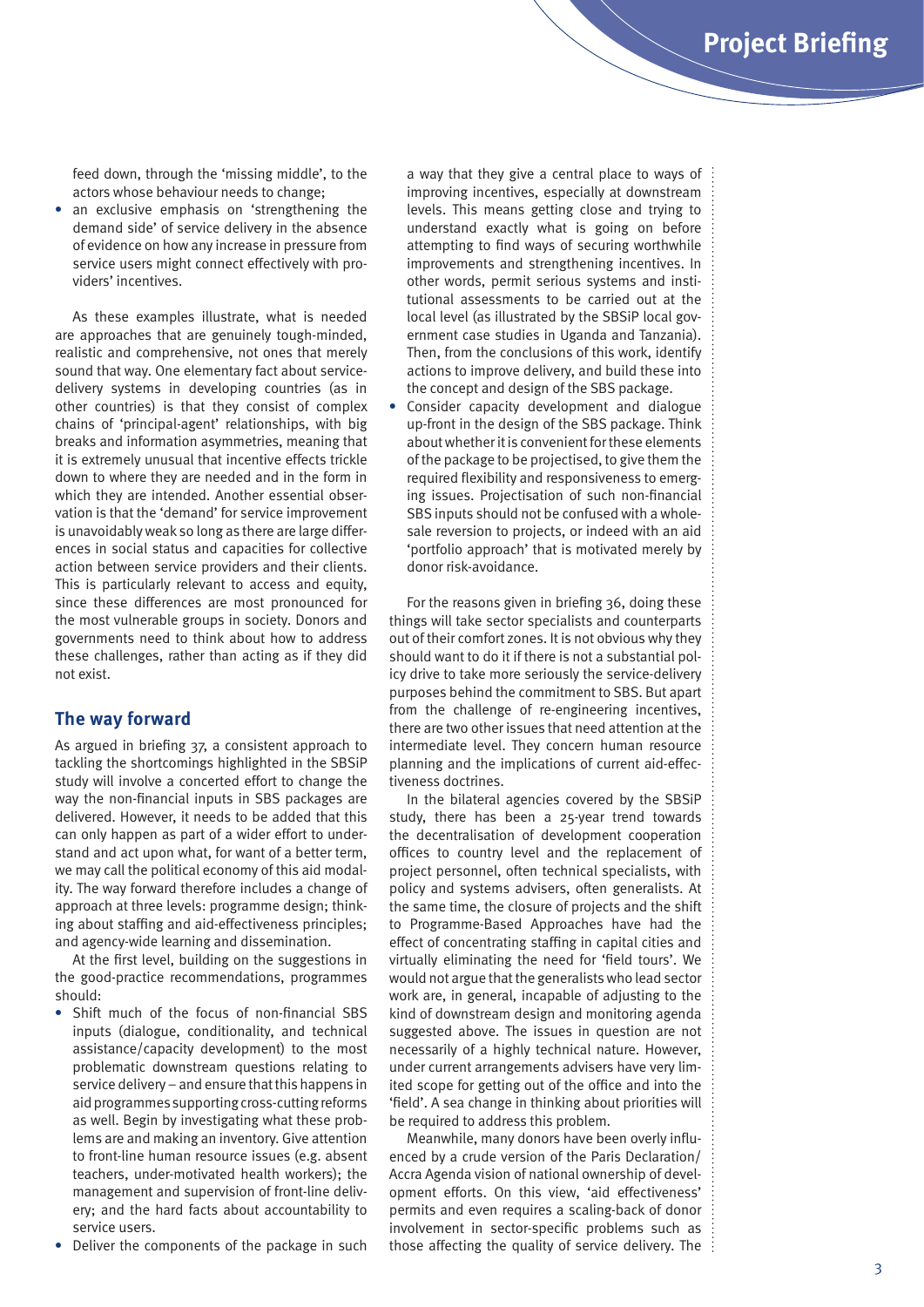feed down, through the 'missing middle', to the actors whose behaviour needs to change;

- an exclusive emphasis on 'strengthening the demand side' of service delivery in the absence of evidence on how any increase in pressure from service users might connect effectively with providers' incentives.

As these examples illustrate, what is needed are approaches that are genuinely tough-minded, realistic and comprehensive, not ones that merely sound that way. One elementary fact about service-delivery systems in developing countries (as in other countries) is that they consist of complex chains of 'principal-agent' relationships, with big breaks and information asymmetries, meaning that it is extremely unusual that incentive effects trickle down to where they are needed and in the form in which they are intended. Another essential observation is that the 'demand' for service improvement is unavoidably weak so long as there are large differences in social status and capacities for collective action between service providers and their clients. This is particularly relevant to access and equity, since these differences are most pronounced for the most vulnerable groups in society. Donors and governments need to think about how to address these challenges, rather than acting as if they did not exist.

## The way forward

As argued in briefing 37, a consistent approach to tackling the shortcomings highlighted in the SBSiP study will involve a concerted effort to change the way the non-financial inputs in SBS packages are delivered. However, it needs to be added that this can only happen as part of a wider effort to understand and act upon what, for want of a better term, we may call the political economy of this aid modality. The way forward therefore includes a change of approach at three levels: programme design; thinking about staffing and aid-effectiveness principles; and agency-wide learning and dissemination.

At the first level, building on the suggestions in the good-practice recommendations, programmes should:

- Shift much of the focus of non-financial SBS inputs (dialogue, conditionality, and technical assistance/capacity development) to the most problematic downstream questions relating to service delivery – and ensure that this happens in aid programmes supporting cross-cutting reforms as well. Begin by investigating what these problems are and making an inventory. Give attention to front-line human resource issues (e.g. absent teachers, under-motivated health workers); the management and supervision of front-line delivery; and the hard facts about accountability to service users.
- Deliver the components of the package in such a way that they give a central place to ways of improving incentives, especially at downstream levels. This means getting close and trying to understand exactly what is going on before attempting to find ways of securing worthwhile improvements and strengthening incentives. In other words, permit serious systems and institutional assessments to be carried out at the local level (as illustrated by the SBSiP local government case studies in Uganda and Tanzania). Then, from the conclusions of this work, identify actions to improve delivery, and build these into the concept and design of the SBS package.
- Consider capacity development and dialogue up-front in the design of the SBS package. Think about whether it is convenient for these elements of the package to be projectised, to give them the required flexibility and responsiveness to emerging issues. Projectisation of such non-financial SBS inputs should not be confused with a wholesale reversion to projects, or indeed with an aid 'portfolio approach' that is motivated merely by donor risk-avoidance.

For the reasons given in briefing 36, doing these things will take sector specialists and counterparts out of their comfort zones. It is not obvious why they should want to do it if there is not a substantial policy drive to take more seriously the service-delivery purposes behind the commitment to SBS. But apart from the challenge of re-engineering incentives, there are two other issues that need attention at the intermediate level. They concern human resource planning and the implications of current aid-effectiveness doctrines.

In the bilateral agencies covered by the SBSiP study, there has been a 25-year trend towards the decentralisation of development cooperation offices to country level and the replacement of project personnel, often technical specialists, with policy and systems advisers, often generalists. At the same time, the closure of projects and the shift to Programme-Based Approaches have had the effect of concentrating staffing in capital cities and virtually eliminating the need for 'field tours'. We would not argue that the generalists who lead sector work are, in general, incapable of adjusting to the kind of downstream design and monitoring agenda suggested above. The issues in question are not necessarily of a highly technical nature. However, under current arrangements advisers have very limited scope for getting out of the office and into the 'field'. A sea change in thinking about priorities will be required to address this problem.

Meanwhile, many donors have been overly influenced by a crude version of the Paris Declaration/Accra Agenda vision of national ownership of development efforts. On this view, 'aid effectiveness' permits and even requires a scaling-back of donor involvement in sector-specific problems such as those affecting the quality of service delivery. The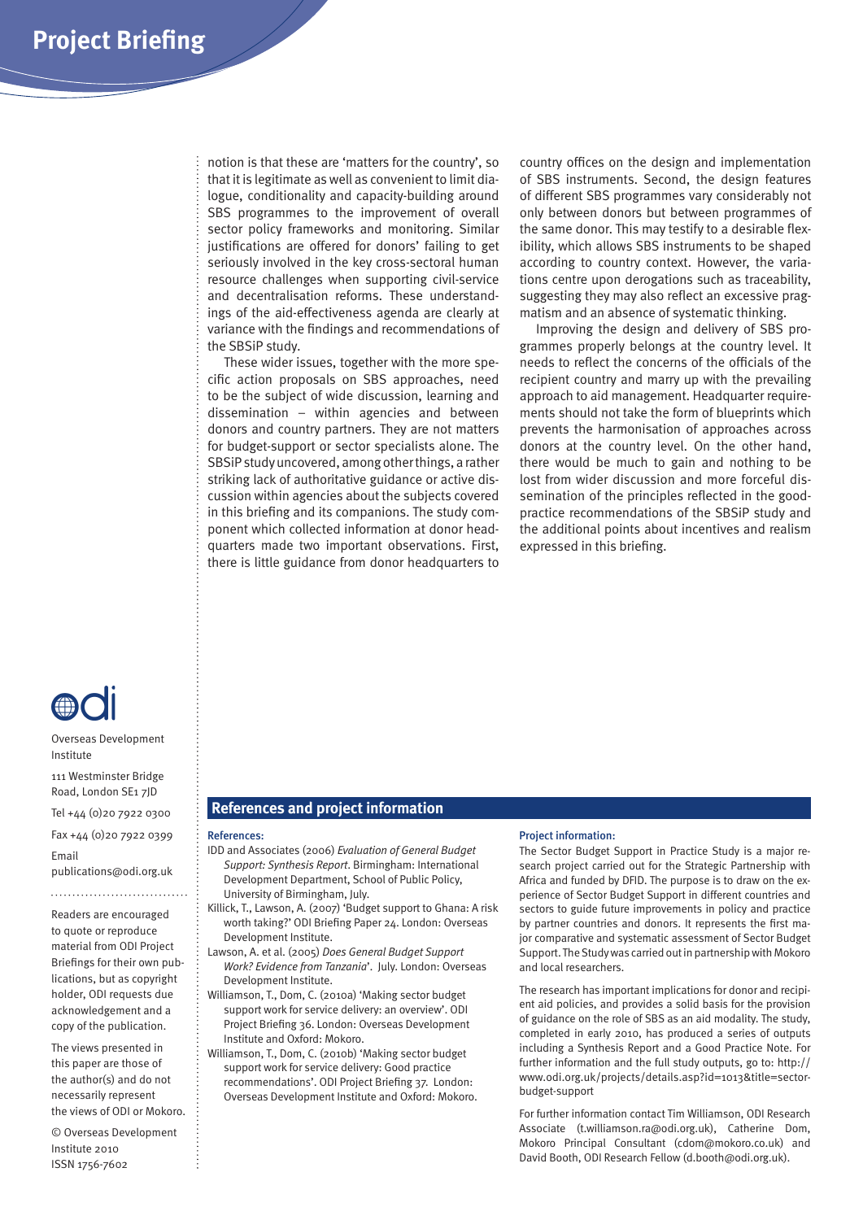notion is that these are 'matters for the country', so that it is legitimate as well as convenient to limit dialogue, conditionality and capacity-building around SBS programmes to the improvement of overall sector policy frameworks and monitoring. Similar justifications are offered for donors' failing to get seriously involved in the key cross-sectoral human resource challenges when supporting civil-service and decentralisation reforms. These understandings of the aid-effectiveness agenda are clearly at variance with the findings and recommendations of the SBSiP study.

These wider issues, together with the more specific action proposals on SBS approaches, need to be the subject of wide discussion, learning and dissemination – within agencies and between donors and country partners. They are not matters for budget-support or sector specialists alone. The SBSiP study uncovered, among other things, a rather striking lack of authoritative guidance or active discussion within agencies about the subjects covered in this briefing and its companions. The study component which collected information at donor headquarters made two important observations. First, there is little guidance from donor headquarters to country offices on the design and implementation of SBS instruments. Second, the design features of different SBS programmes vary considerably not only between donors but between programmes of the same donor. This may testify to a desirable flexibility, which allows SBS instruments to be shaped according to country context. However, the variations centre upon derogations such as traceability, suggesting they may also reflect an excessive pragmatism and an absence of systematic thinking.

Improving the design and delivery of SBS programmes properly belongs at the country level. It needs to reflect the concerns of the officials of the recipient country and marry up with the prevailing approach to aid management. Headquarter requirements should not take the form of blueprints which prevents the harmonisation of approaches across donors at the country level. On the other hand, there would be much to gain and nothing to be lost from wider discussion and more forceful dissemination of the principles reflected in the good-practice recommendations of the SBSiP study and the additional points about incentives and realism expressed in this briefing.

odi

Overseas Development Institute

111 Westminster Bridge Road, London SE1 7JD

Tel +44 (0)20 7922 0300

Fax +44 (0)20 7922 0399

Email publications@odi.org.uk

Readers are encouraged to quote or reproduce material from ODI Project Briefings for their own publications, but as copyright holder, ODI requests due acknowledgement and a copy of the publication.

The views presented in this paper are those of the author(s) and do not necessarily represent the views of ODI or Mokoro.

© Overseas Development Institute 2010
ISSN 1756-7602

## References and project information

**References:**

IDD and Associates (2006) *Evaluation of General Budget Support: Synthesis Report*. Birmingham: International Development Department, School of Public Policy, University of Birmingham, July.

Killick, T., Lawson, A. (2007) 'Budget support to Ghana: A risk worth taking?' ODI Briefing Paper 24. London: Overseas Development Institute.

Lawson, A. et al. (2005) *Does General Budget Support Work? Evidence from Tanzania*'. July. London: Overseas Development Institute.

Williamson, T., Dom, C. (2010a) 'Making sector budget support work for service delivery: an overview'. ODI Project Briefing 36. London: Overseas Development Institute and Oxford: Mokoro.

Williamson, T., Dom, C. (2010b) 'Making sector budget support work for service delivery: Good practice recommendations'. ODI Project Briefing 37. London: Overseas Development Institute and Oxford: Mokoro.

**Project information:**

The Sector Budget Support in Practice Study is a major research project carried out for the Strategic Partnership with Africa and funded by DFID. The purpose is to draw on the experience of Sector Budget Support in different countries and sectors to guide future improvements in policy and practice by partner countries and donors. It represents the first major comparative and systematic assessment of Sector Budget Support. The Study was carried out in partnership with Mokoro and local researchers.

The research has important implications for donor and recipient aid policies, and provides a solid basis for the provision of guidance on the role of SBS as an aid modality. The study, completed in early 2010, has produced a series of outputs including a Synthesis Report and a Good Practice Note. For further information and the full study outputs, go to: http://www.odi.org.uk/projects/details.asp?id=1013&title=sector-budget-support

For further information contact Tim Williamson, ODI Research Associate (t.williamson.ra@odi.org.uk), Catherine Dom, Mokoro Principal Consultant (cdom@mokoro.co.uk) and David Booth, ODI Research Fellow (d.booth@odi.org.uk).